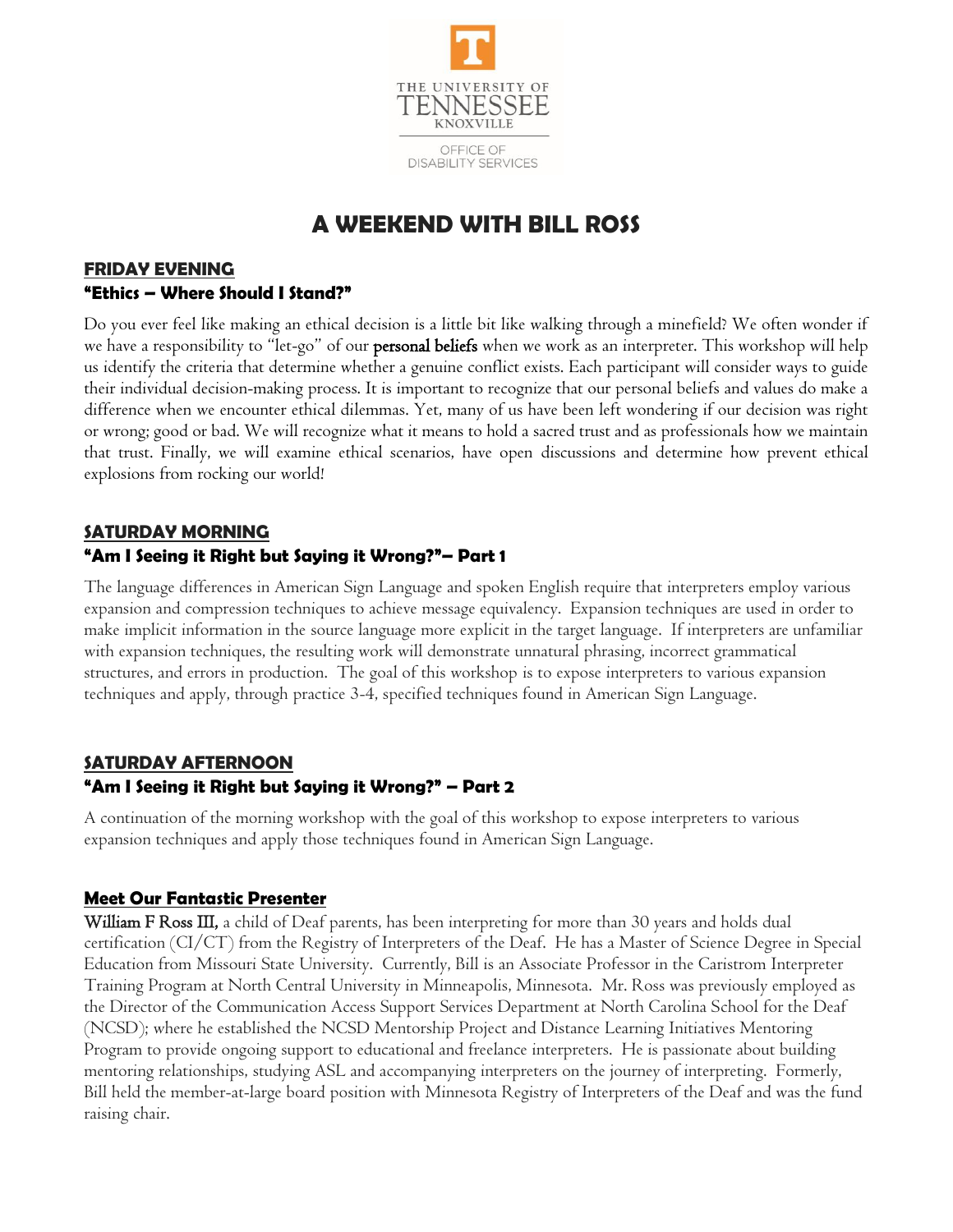THE UNIVERSITY OF TENNESSEE KNOXVILLE

OFFICE OF DISABILITY SERVICES

# A WEEKEND WITH BILL ROSS

## FRIDAY EVENING

### "Ethics – Where Should I Stand?"

Do you ever feel like making an ethical decision is a little bit like walking through a minefield? We often wonder if we have a responsibility to "let-go" of our **personal beliefs** when we work as an interpreter. This workshop will help us identify the criteria that determine whether a genuine conflict exists. Each participant will consider ways to guide their individual decision-making process. It is important to recognize that our personal beliefs and values do make a difference when we encounter ethical dilemmas. Yet, many of us have been left wondering if our decision was right or wrong; good or bad. We will recognize what it means to hold a sacred trust and as professionals how we maintain that trust. Finally, we will examine ethical scenarios, have open discussions and determine how prevent ethical explosions from rocking our world!

## SATURDAY MORNING

### "Am I Seeing it Right but Saying it Wrong?"– Part 1

The language differences in American Sign Language and spoken English require that interpreters employ various expansion and compression techniques to achieve message equivalency. Expansion techniques are used in order to make implicit information in the source language more explicit in the target language. If interpreters are unfamiliar with expansion techniques, the resulting work will demonstrate unnatural phrasing, incorrect grammatical structures, and errors in production. The goal of this workshop is to expose interpreters to various expansion techniques and apply, through practice 3-4, specified techniques found in American Sign Language.

## SATURDAY AFTERNOON

### "Am I Seeing it Right but Saying it Wrong?" – Part 2

A continuation of the morning workshop with the goal of this workshop to expose interpreters to various expansion techniques and apply those techniques found in American Sign Language.

## Meet Our Fantastic Presenter

**William F Ross III,** a child of Deaf parents, has been interpreting for more than 30 years and holds dual certification (CI/CT) from the Registry of Interpreters of the Deaf. He has a Master of Science Degree in Special Education from Missouri State University. Currently, Bill is an Associate Professor in the Caristrom Interpreter Training Program at North Central University in Minneapolis, Minnesota. Mr. Ross was previously employed as the Director of the Communication Access Support Services Department at North Carolina School for the Deaf (NCSD); where he established the NCSD Mentorship Project and Distance Learning Initiatives Mentoring Program to provide ongoing support to educational and freelance interpreters. He is passionate about building mentoring relationships, studying ASL and accompanying interpreters on the journey of interpreting. Formerly, Bill held the member-at-large board position with Minnesota Registry of Interpreters of the Deaf and was the fund raising chair.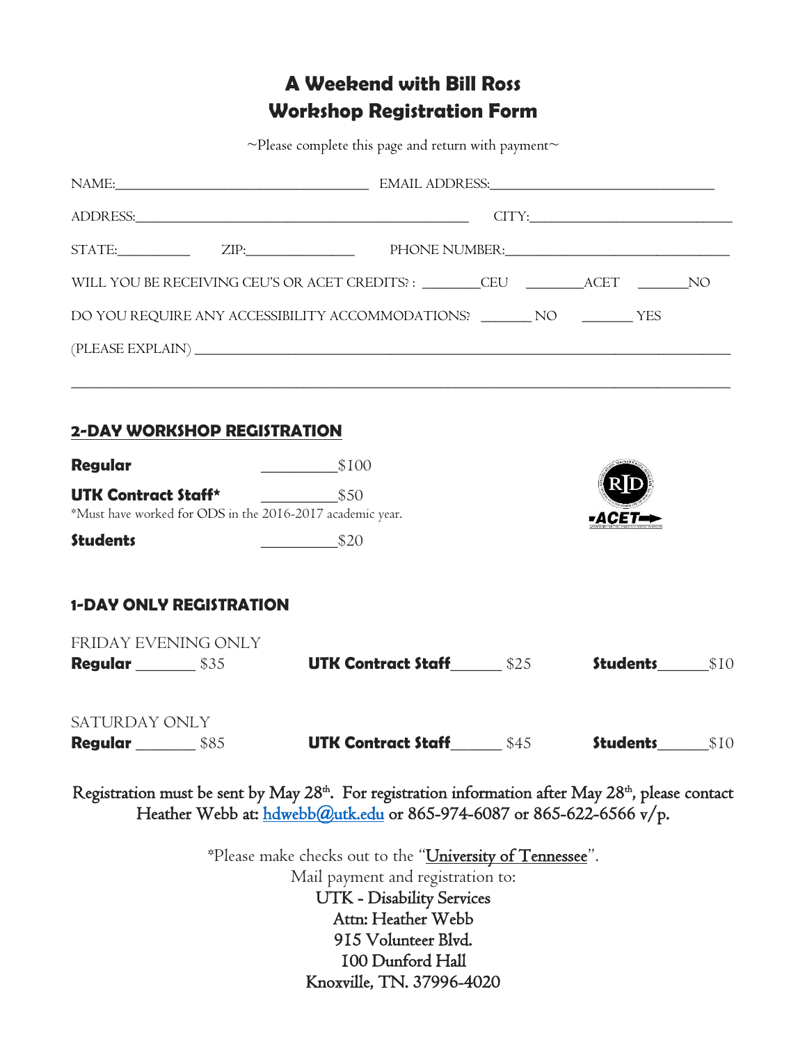# A Weekend with Bill Ross
# Workshop Registration Form

~Please complete this page and return with payment~

NAME:___________________________________ EMAIL ADDRESS:_______________________________

ADDRESS:_______________________________________________ CITY:___________________________

STATE:__________ ZIP:______________ PHONE NUMBER:______________________________

WILL YOU BE RECEIVING CEU'S OR ACET CREDITS? : ________CEU ________ACET _______NO

DO YOU REQUIRE ANY ACCESSIBILITY ACCOMMODATIONS? _______ NO _______ YES

(PLEASE EXPLAIN) ___________________________________________________________________________

_______________________________________________________________________________________

## 2-DAY WORKSHOP REGISTRATION

**Regular** __________$100

**UTK Contract Staff*** __________$50

*Must have worked for ODS in the 2016-2017 academic year.

**Students** __________$20

## 1-DAY ONLY REGISTRATION

FRIDAY EVENING ONLY

**Regular** _______ $35 **UTK Contract Staff**______ $25 **Students**______$10

SATURDAY ONLY

**Regular** _______ $85 **UTK Contract Staff**______ $45 **Students**______$10

Registration must be sent by May 28th. For registration information after May 28th, please contact Heather Webb at: hdwebb@utk.edu or 865-974-6087 or 865-622-6566 v/p.

*Please make checks out to the "University of Tennessee".
Mail payment and registration to:
UTK - Disability Services
Attn: Heather Webb
915 Volunteer Blvd.
100 Dunford Hall
Knoxville, TN. 37996-4020